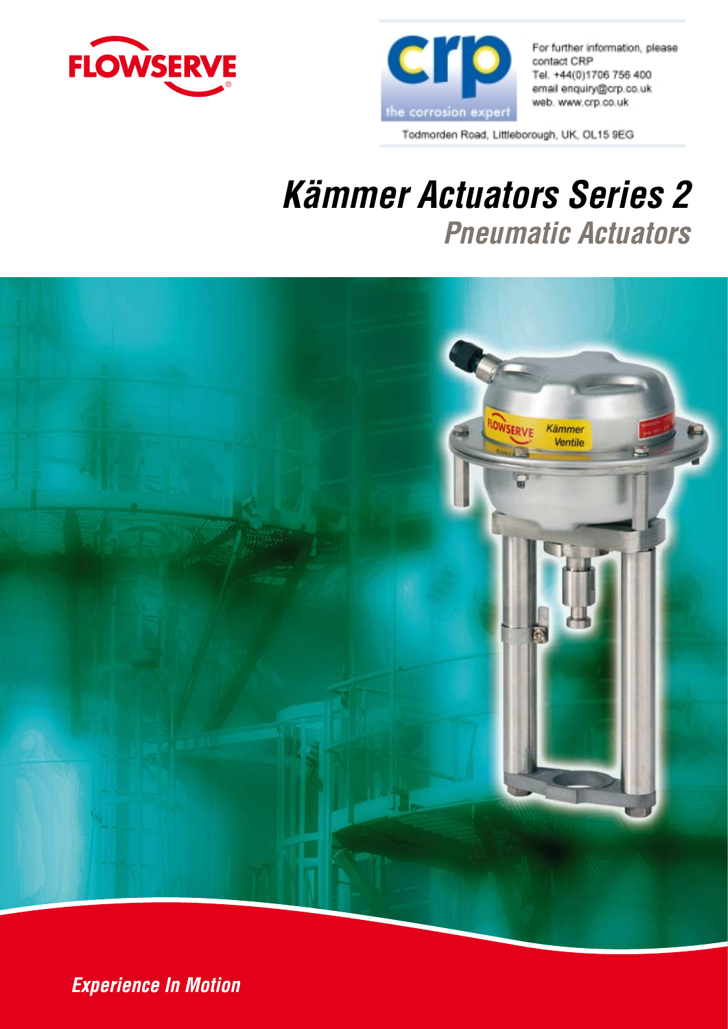FLOWSERVE

crp

the corrosion expert

For further information, please contact CRP
Tel. +44(0)1706 756 400
email enquiry@crp.co.uk
web. www.crp.co.uk

Todmorden Road, Littleborough, UK, OL15 9EG

# *Kämmer Actuators Series 2*

## *Pneumatic Actuators*

***Experience In Motion***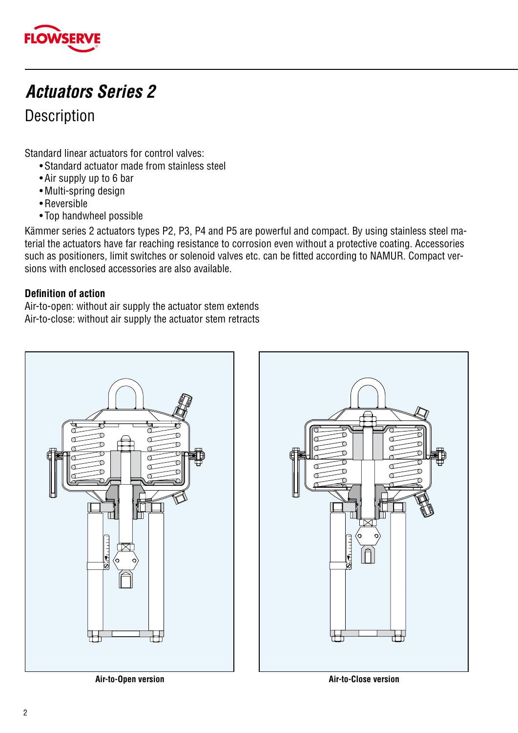# Actuators Series 2

## Description

Standard linear actuators for control valves:

- Standard actuator made from stainless steel
- Air supply up to 6 bar
- Multi-spring design
- Reversible
- Top handwheel possible

Kämmer series 2 actuators types P2, P3, P4 and P5 are powerful and compact. By using stainless steel material the actuators have far reaching resistance to corrosion even without a protective coating. Accessories such as positioners, limit switches or solenoid valves etc. can be fitted according to NAMUR. Compact versions with enclosed accessories are also available.

**Definition of action**

Air-to-open: without air supply the actuator stem extends
Air-to-close: without air supply the actuator stem retracts

**Air-to-Open version**

**Air-to-Close version**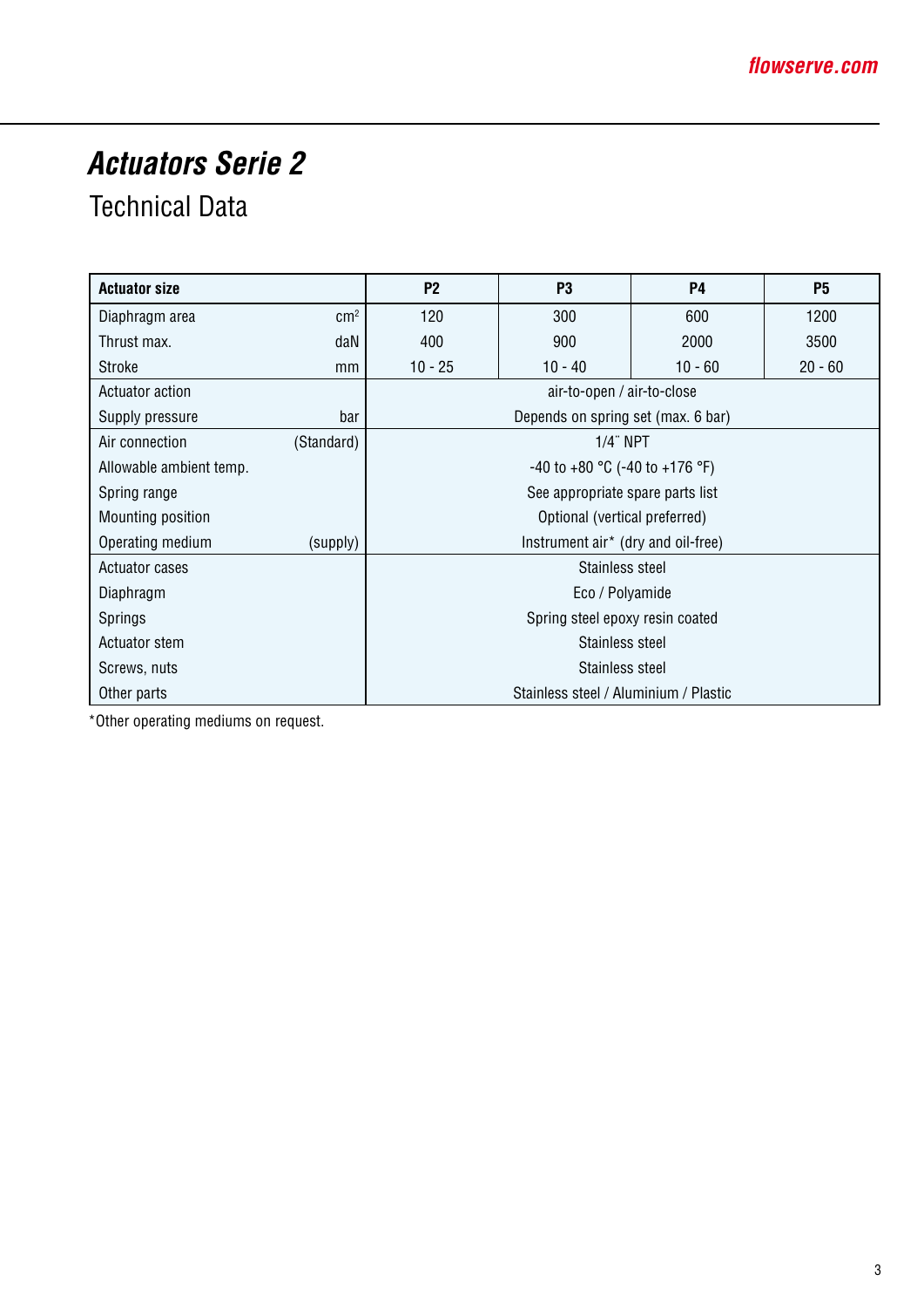# *Actuators Serie 2*

## Technical Data

| Actuator size | | P2 | P3 | P4 | P5 |
|---|---|---|---|---|---|
| Diaphragm area | $cm^2$ | 120 | 300 | 600 | 1200 |
| Thrust max. | daN | 400 | 900 | 2000 | 3500 |
| Stroke | mm | 10 - 25 | 10 - 40 | 10 - 60 | 20 - 60 |
| Actuator action | | air-to-open / air-to-close | | | |
| Supply pressure | bar | Depends on spring set (max. 6 bar) | | | |
| Air connection | (Standard) | 1/4¨ NPT | | | |
| Allowable ambient temp. | | -40 to +80 °C (-40 to +176 °F) | | | |
| Spring range | | See appropriate spare parts list | | | |
| Mounting position | | Optional (vertical preferred) | | | |
| Operating medium | (supply) | Instrument air* (dry and oil-free) | | | |
| Actuator cases | | Stainless steel | | | |
| Diaphragm | | Eco / Polyamide | | | |
| Springs | | Spring steel epoxy resin coated | | | |
| Actuator stem | | Stainless steel | | | |
| Screws, nuts | | Stainless steel | | | |
| Other parts | | Stainless steel / Aluminium / Plastic | | | |

*Other operating mediums on request.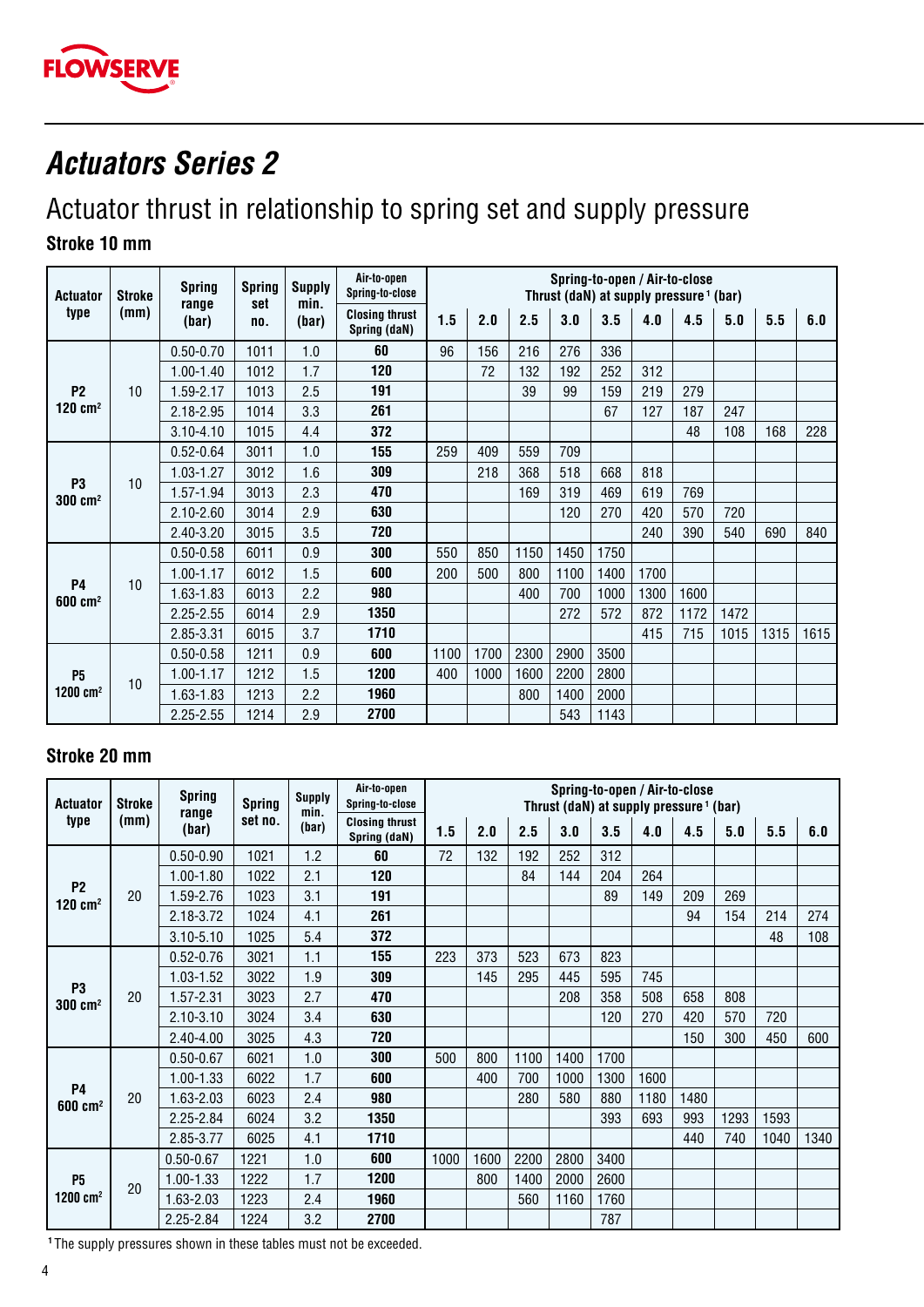# Actuators Series 2

## Actuator thrust in relationship to spring set and supply pressure

### Stroke 10 mm

| Actuator type | Stroke (mm) | Spring range (bar) | Spring set no. | Supply min. (bar) | Air-to-open Spring-to-close | Spring-to-open / Air-to-close Thrust (daN) at supply pressure [1] (bar) | | | | | | | | | |
|---|---|---|---|---|---|---|---|---|---|---|---|---|---|---|---|
| | | | | | **Closing thrust Spring (daN)** | **1.5** | **2.0** | **2.5** | **3.0** | **3.5** | **4.0** | **4.5** | **5.0** | **5.5** | **6.0** |
| P2 120 cm² | 10 | 0.50-0.70 | 1011 | 1.0 | **60** | 96 | 156 | 216 | 276 | 336 | | | | | |
| | | 1.00-1.40 | 1012 | 1.7 | **120** | | 72 | 132 | 192 | 252 | 312 | | | | |
| | | 1.59-2.17 | 1013 | 2.5 | **191** | | | 39 | 99 | 159 | 219 | 279 | | | |
| | | 2.18-2.95 | 1014 | 3.3 | **261** | | | | | 67 | 127 | 187 | 247 | | |
| | | 3.10-4.10 | 1015 | 4.4 | **372** | | | | | | | 48 | 108 | 168 | 228 |
| P3 300 cm² | 10 | 0.52-0.64 | 3011 | 1.0 | **155** | 259 | 409 | 559 | 709 | | | | | | |
| | | 1.03-1.27 | 3012 | 1.6 | **309** | | 218 | 368 | 518 | 668 | 818 | | | | |
| | | 1.57-1.94 | 3013 | 2.3 | **470** | | | 169 | 319 | 469 | 619 | 769 | | | |
| | | 2.10-2.60 | 3014 | 2.9 | **630** | | | | 120 | 270 | 420 | 570 | 720 | | |
| | | 2.40-3.20 | 3015 | 3.5 | **720** | | | | | | 240 | 390 | 540 | 690 | 840 |
| P4 600 cm² | 10 | 0.50-0.58 | 6011 | 0.9 | **300** | 550 | 850 | 1150 | 1450 | 1750 | | | | | |
| | | 1.00-1.17 | 6012 | 1.5 | **600** | 200 | 500 | 800 | 1100 | 1400 | 1700 | | | | |
| | | 1.63-1.83 | 6013 | 2.2 | **980** | | | 400 | 700 | 1000 | 1300 | 1600 | | | |
| | | 2.25-2.55 | 6014 | 2.9 | **1350** | | | | 272 | 572 | 872 | 1172 | 1472 | | |
| | | 2.85-3.31 | 6015 | 3.7 | **1710** | | | | | | 415 | 715 | 1015 | 1315 | 1615 |
| P5 1200 cm² | 10 | 0.50-0.58 | 1211 | 0.9 | **600** | 1100 | 1700 | 2300 | 2900 | 3500 | | | | | |
| | | 1.00-1.17 | 1212 | 1.5 | **1200** | 400 | 1000 | 1600 | 2200 | 2800 | | | | | |
| | | 1.63-1.83 | 1213 | 2.2 | **1960** | | | 800 | 1400 | 2000 | | | | | |
| | | 2.25-2.55 | 1214 | 2.9 | **2700** | | | | 543 | 1143 | | | | | |

### Stroke 20 mm

| Actuator type | Stroke (mm) | Spring range (bar) | Spring set no. | Supply min. (bar) | Air-to-open Spring-to-close | Spring-to-open / Air-to-close Thrust (daN) at supply pressure [1] (bar) | | | | | | | | | |
|---|---|---|---|---|---|---|---|---|---|---|---|---|---|---|---|
| | | | | | **Closing thrust Spring (daN)** | **1.5** | **2.0** | **2.5** | **3.0** | **3.5** | **4.0** | **4.5** | **5.0** | **5.5** | **6.0** |
| P2 120 cm² | 20 | 0.50-0.90 | 1021 | 1.2 | **60** | 72 | 132 | 192 | 252 | 312 | | | | | |
| | | 1.00-1.80 | 1022 | 2.1 | **120** | | | 84 | 144 | 204 | 264 | | | | |
| | | 1.59-2.76 | 1023 | 3.1 | **191** | | | | | 89 | 149 | 209 | 269 | | |
| | | 2.18-3.72 | 1024 | 4.1 | **261** | | | | | | | 94 | 154 | 214 | 274 |
| | | 3.10-5.10 | 1025 | 5.4 | **372** | | | | | | | | | 48 | 108 |
| P3 300 cm² | 20 | 0.52-0.76 | 3021 | 1.1 | **155** | 223 | 373 | 523 | 673 | 823 | | | | | |
| | | 1.03-1.52 | 3022 | 1.9 | **309** | | 145 | 295 | 445 | 595 | 745 | | | | |
| | | 1.57-2.31 | 3023 | 2.7 | **470** | | | | 208 | 358 | 508 | 658 | 808 | | |
| | | 2.10-3.10 | 3024 | 3.4 | **630** | | | | | 120 | 270 | 420 | 570 | 720 | |
| | | 2.40-4.00 | 3025 | 4.3 | **720** | | | | | | | 150 | 300 | 450 | 600 |
| P4 600 cm² | 20 | 0.50-0.67 | 6021 | 1.0 | **300** | 500 | 800 | 1100 | 1400 | 1700 | | | | | |
| | | 1.00-1.33 | 6022 | 1.7 | **600** | | 400 | 700 | 1000 | 1300 | 1600 | | | | |
| | | 1.63-2.03 | 6023 | 2.4 | **980** | | | 280 | 580 | 880 | 1180 | 1480 | | | |
| | | 2.25-2.84 | 6024 | 3.2 | **1350** | | | | | 393 | 693 | 993 | 1293 | 1593 | |
| | | 2.85-3.77 | 6025 | 4.1 | **1710** | | | | | | | 440 | 740 | 1040 | 1340 |
| P5 1200 cm² | 20 | 0.50-0.67 | 1221 | 1.0 | **600** | 1000 | 1600 | 2200 | 2800 | 3400 | | | | | |
| | | 1.00-1.33 | 1222 | 1.7 | **1200** | | 800 | 1400 | 2000 | 2600 | | | | | |
| | | 1.63-2.03 | 1223 | 2.4 | **1960** | | | 560 | 1160 | 1760 | | | | | |
| | | 2.25-2.84 | 1224 | 3.2 | **2700** | | | | | 787 | | | | | |

[1] The supply pressures shown in these tables must not be exceeded.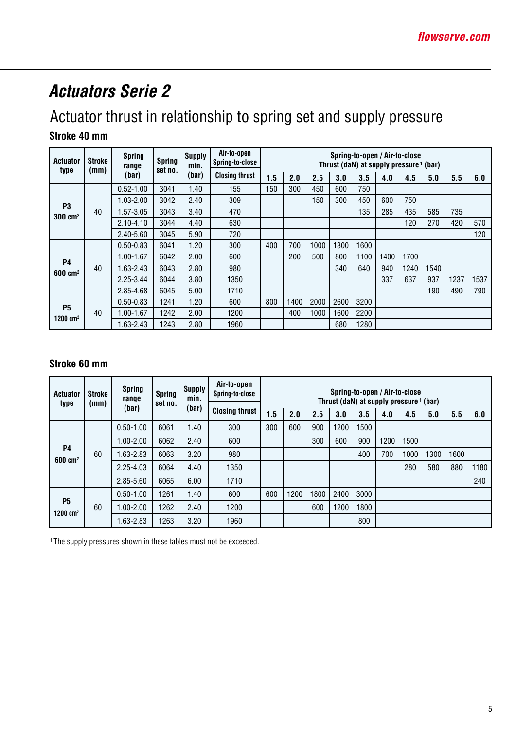# Actuators Serie 2

## Actuator thrust in relationship to spring set and supply pressure

### Stroke 40 mm

| Actuator type | Stroke (mm) | Spring range (bar) | Spring set no. | Supply min. (bar) | Air-to-open Spring-to-close | Spring-to-open / Air-to-close Thrust (daN) at supply pressure [1] (bar) | | | | | | | | | |
|---|---|---|---|---|---|---|---|---|---|---|---|---|---|---|---|
| | | | | | Closing thrust | 1.5 | 2.0 | 2.5 | 3.0 | 3.5 | 4.0 | 4.5 | 5.0 | 5.5 | 6.0 |
| P3 300 cm² | 40 | 0.52-1.00 | 3041 | 1.40 | 155 | 150 | 300 | 450 | 600 | 750 | | | | | |
| | | 1.03-2.00 | 3042 | 2.40 | 309 | | | 150 | 300 | 450 | 600 | 750 | | | |
| | | 1.57-3.05 | 3043 | 3.40 | 470 | | | | | 135 | 285 | 435 | 585 | 735 | |
| | | 2.10-4.10 | 3044 | 4.40 | 630 | | | | | | | 120 | 270 | 420 | 570 |
| | | 2.40-5.60 | 3045 | 5.90 | 720 | | | | | | | | | | 120 |
| P4 600 cm² | 40 | 0.50-0.83 | 6041 | 1.20 | 300 | 400 | 700 | 1000 | 1300 | 1600 | | | | | |
| | | 1.00-1.67 | 6042 | 2.00 | 600 | | 200 | 500 | 800 | 1100 | 1400 | 1700 | | | |
| | | 1.63-2.43 | 6043 | 2.80 | 980 | | | | 340 | 640 | 940 | 1240 | 1540 | | |
| | | 2.25-3.44 | 6044 | 3.80 | 1350 | | | | | | 337 | 637 | 937 | 1237 | 1537 |
| | | 2.85-4.68 | 6045 | 5.00 | 1710 | | | | | | | | 190 | 490 | 790 |
| P5 1200 cm² | 40 | 0.50-0.83 | 1241 | 1.20 | 600 | 800 | 1400 | 2000 | 2600 | 3200 | | | | | |
| | | 1.00-1.67 | 1242 | 2.00 | 1200 | | 400 | 1000 | 1600 | 2200 | | | | | |
| | | 1.63-2.43 | 1243 | 2.80 | 1960 | | | | 680 | 1280 | | | | | |

### Stroke 60 mm

| Actuator type | Stroke (mm) | Spring range (bar) | Spring set no. | Supply min. (bar) | Air-to-open Spring-to-close | Spring-to-open / Air-to-close Thrust (daN) at supply pressure [1] (bar) | | | | | | | | | |
|---|---|---|---|---|---|---|---|---|---|---|---|---|---|---|---|
| | | | | | Closing thrust | 1.5 | 2.0 | 2.5 | 3.0 | 3.5 | 4.0 | 4.5 | 5.0 | 5.5 | 6.0 |
| P4 600 cm² | 60 | 0.50-1.00 | 6061 | 1.40 | 300 | 300 | 600 | 900 | 1200 | 1500 | | | | | |
| | | 1.00-2.00 | 6062 | 2.40 | 600 | | | 300 | 600 | 900 | 1200 | 1500 | | | |
| | | 1.63-2.83 | 6063 | 3.20 | 980 | | | | | 400 | 700 | 1000 | 1300 | 1600 | |
| | | 2.25-4.03 | 6064 | 4.40 | 1350 | | | | | | | 280 | 580 | 880 | 1180 |
| | | 2.85-5.60 | 6065 | 6.00 | 1710 | | | | | | | | | | 240 |
| P5 1200 cm² | 60 | 0.50-1.00 | 1261 | 1.40 | 600 | 600 | 1200 | 1800 | 2400 | 3000 | | | | | |
| | | 1.00-2.00 | 1262 | 2.40 | 1200 | | | 600 | 1200 | 1800 | | | | | |
| | | 1.63-2.83 | 1263 | 3.20 | 1960 | | | | | 800 | | | | | |

[1] The supply pressures shown in these tables must not be exceeded.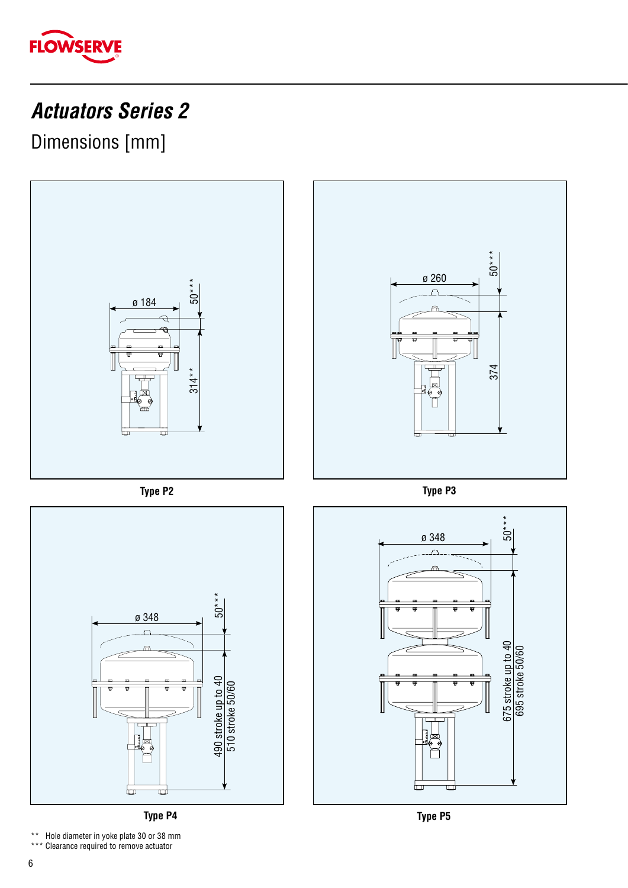# *Actuators Series 2*

## Dimensions [mm]

ø 184

50***

314**

Type P2

ø 260

50***

374

Type P3

ø 348

50***

490 stroke up to 40
510 stroke 50/60

Type P4

ø 348

50***

675 stroke up to 40
695 stroke 50/60

Type P5

** Hole diameter in yoke plate 30 or 38 mm

*** Clearance required to remove actuator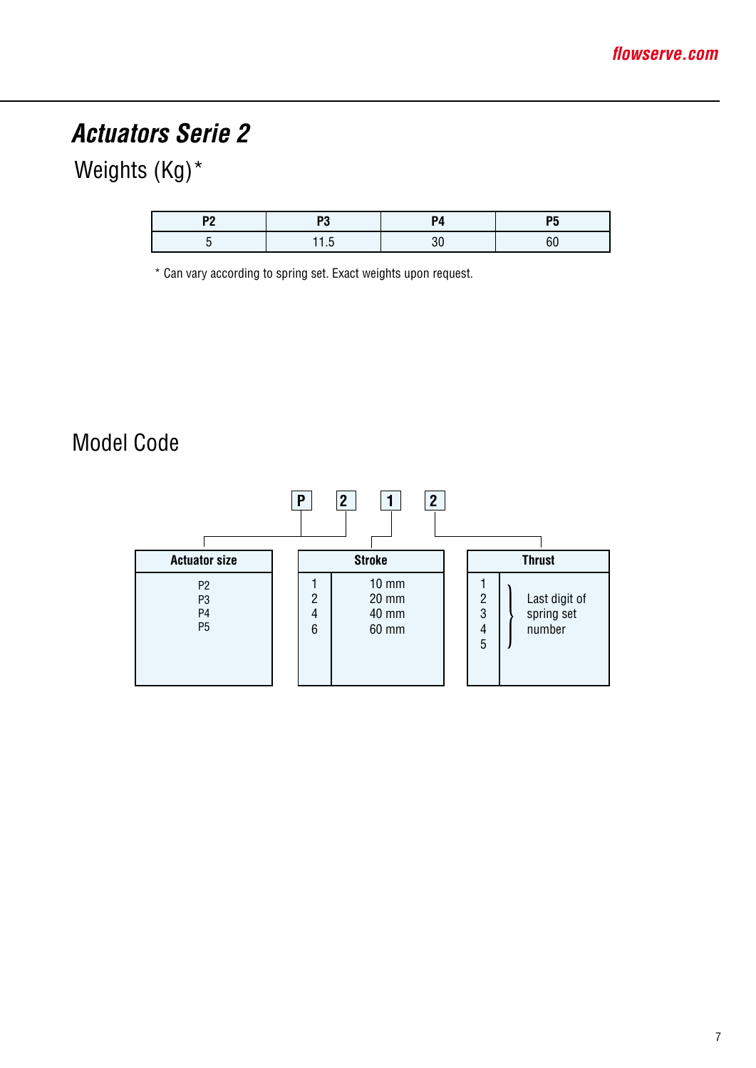# *Actuators Serie 2*

## Weights (Kg)*

| P2 | P3 | P4 | P5 |
|---|---|---|---|
| 5 | 11.5 | 30 | 60 |

* Can vary according to spring set. Exact weights upon request.

## Model Code

**P 2 1 2**

| Actuator size |
|---|
| P2 |
| P3 |
| P4 |
| P5 |

| Stroke | |
|---|---|
| 1 | 10 mm |
| 2 | 20 mm |
| 4 | 40 mm |
| 6 | 60 mm |

| Thrust | |
|---|---|
| 1 | Last digit of spring set number |
| 2 | |
| 3 | |
| 4 | |
| 5 | |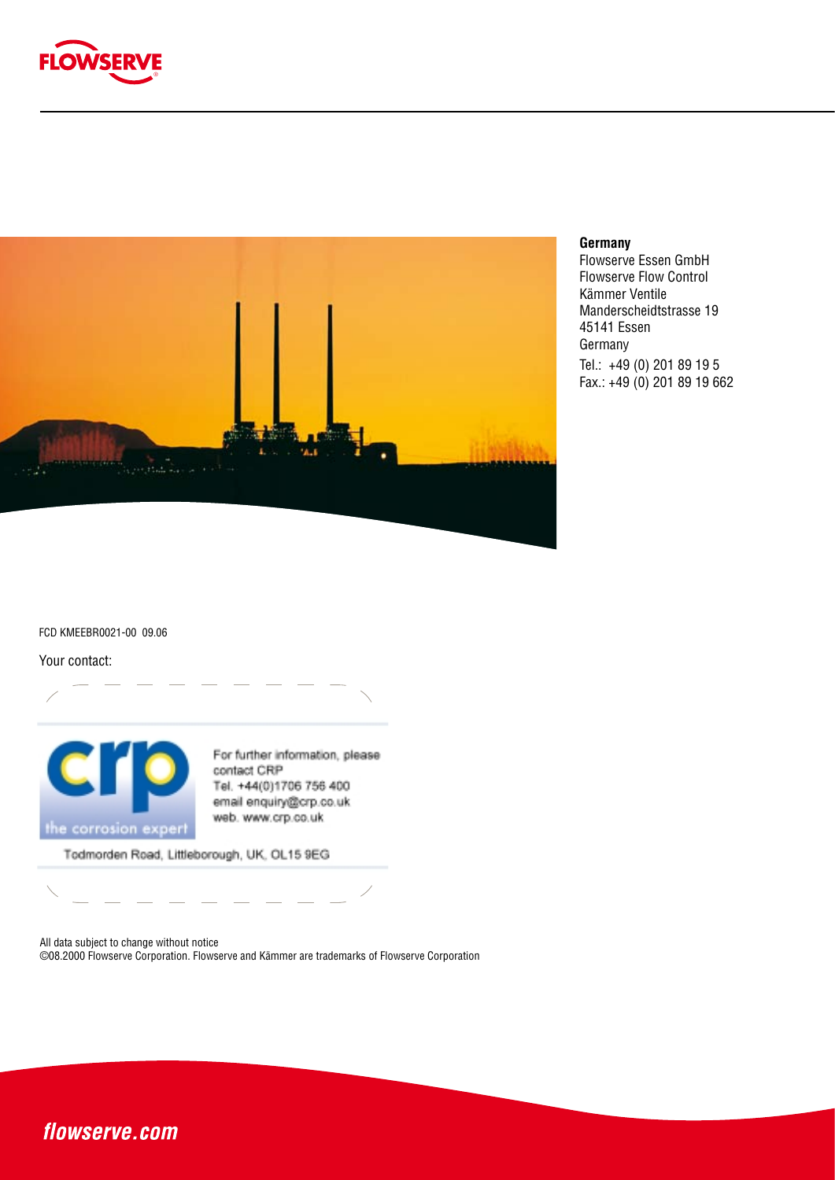**Germany**
Flowserve Essen GmbH
Flowserve Flow Control
Kämmer Ventile
Manderscheidtstrasse 19
45141 Essen
Germany
Tel.: +49 (0) 201 89 19 5
Fax.: +49 (0) 201 89 19 662

FCD KMEEBR0021-00 09.06

Your contact:

crp
the corrosion expert

For further information, please contact CRP
Tel. +44(0)1706 756 400
email enquiry@crp.co.uk
web. www.crp.co.uk

Todmorden Road, Littleborough, UK, OL15 9EG

All data subject to change without notice
©08.2000 Flowserve Corporation. Flowserve and Kämmer are trademarks of Flowserve Corporation

flowserve.com